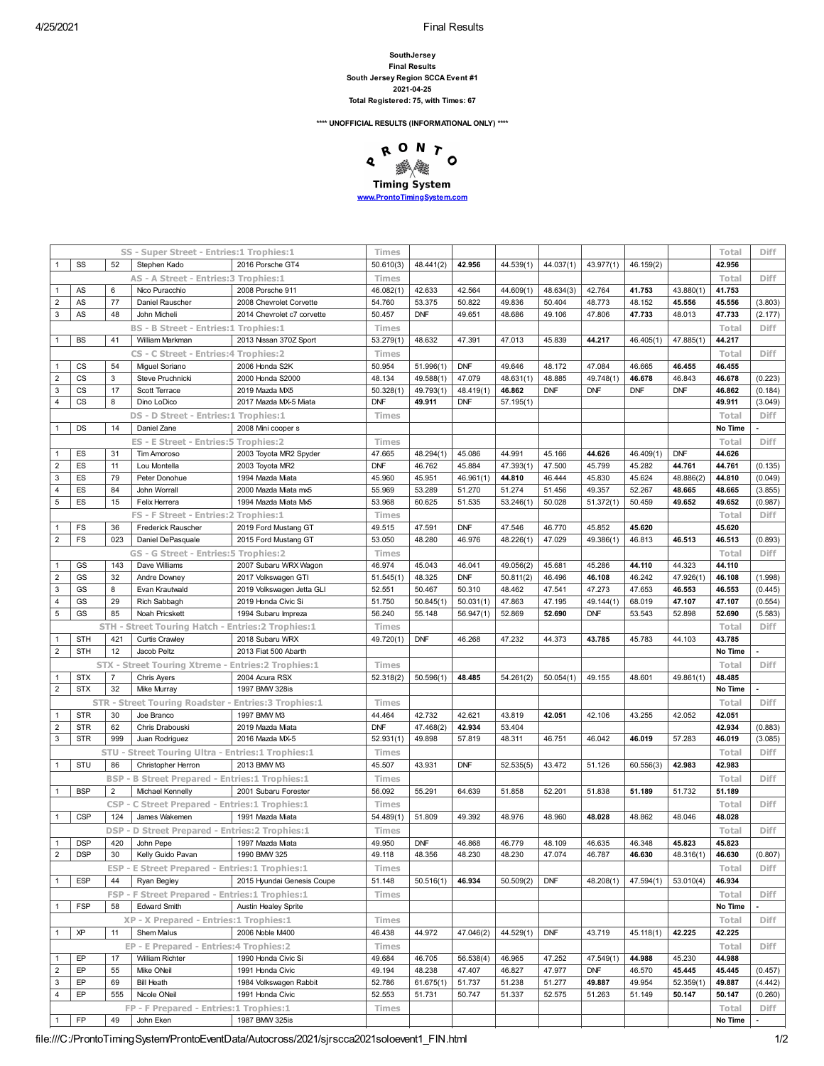**SouthJersey**
**Final Results**
**South Jersey Region SCCA Event #1**
**2021-04-25**
**Total Registered: 75, with Times: 67**

**\*\*\*\* UNOFFICIAL RESULTS (INFORMATIONAL ONLY) \*\*\*\***

PRONTO
**Timing System**
www.ProntoTimingSystem.com

| | | | | | | | | | | | | | | Total | Diff |
|---|---|---|---|---|---|---|---|---|---|---|---|---|---|---|---|
| | | | **SS - Super Street - Entries:1 Trophies:1** | | Times | | | | | | | | | Total | Diff |
| 1 | SS | 52 | Stephen Kado | 2016 Porsche GT4 | 50.610(3) | 48.441(2) | **42.956** | 44.539(1) | 44.037(1) | 43.977(1) | 46.159(2) | | | **42.956** | |
| | | | **AS - A Street - Entries:3 Trophies:1** | | Times | | | | | | | | | Total | Diff |
| 1 | AS | 6 | Nico Puracchio | 2008 Porsche 911 | 46.082(1) | 42.633 | 42.564 | 44.609(1) | 48.634(3) | 42.764 | **41.753** | 43.880(1) | | **41.753** | |
| 2 | AS | 77 | Daniel Rauscher | 2008 Chevrolet Corvette | 54.760 | 53.375 | 50.822 | 49.836 | 50.404 | 48.773 | 48.152 | **45.556** | | **45.556** | (3.803) |
| 3 | AS | 48 | John Micheli | 2014 Chevrolet c7 corvette | 50.457 | DNF | 49.651 | 48.686 | 49.106 | 47.806 | **47.733** | 48.013 | | **47.733** | (2.177) |
| | | | **BS - B Street - Entries:1 Trophies:1** | | Times | | | | | | | | | Total | Diff |
| 1 | BS | 41 | William Markman | 2013 Nissan 370Z Sport | 53.279(1) | 48.632 | 47.391 | 47.013 | 45.839 | **44.217** | 46.405(1) | 47.885(1) | | **44.217** | |
| | | | **CS - C Street - Entries:4 Trophies:2** | | Times | | | | | | | | | Total | Diff |
| 1 | CS | 54 | Miguel Soriano | 2006 Honda S2K | 50.954 | 51.996(1) | DNF | 49.646 | 48.172 | 47.084 | 46.665 | **46.455** | | **46.455** | |
| 2 | CS | 3 | Steve Pruchnicki | 2000 Honda S2000 | 48.134 | 49.588(1) | 47.079 | 48.631(1) | 48.885 | 49.748(1) | **46.678** | 46.843 | | **46.678** | (0.223) |
| 3 | CS | 17 | Scott Terrace | 2019 Mazda MX5 | 50.328(1) | 49.793(1) | 48.419(1) | **46.862** | DNF | DNF | DNF | DNF | | **46.862** | (0.184) |
| 4 | CS | 8 | Dino LoDico | 2017 Mazda MX-5 Miata | DNF | **49.911** | DNF | 57.195(1) | | | | | | **49.911** | (3.049) |
| | | | **DS - D Street - Entries:1 Trophies:1** | | Times | | | | | | | | | Total | Diff |
| 1 | DS | 14 | Daniel Zane | 2008 Mini cooper s | | | | | | | | | | **No Time** | - |
| | | | **ES - E Street - Entries:5 Trophies:2** | | Times | | | | | | | | | Total | Diff |
| 1 | ES | 31 | Tim Amoroso | 2003 Toyota MR2 Spyder | 47.665 | 48.294(1) | 45.086 | 44.991 | 45.166 | **44.626** | 46.409(1) | DNF | | **44.626** | |
| 2 | ES | 11 | Lou Montella | 2003 Toyota MR2 | DNF | 46.762 | 45.884 | 47.393(1) | 47.500 | 45.799 | 45.282 | **44.761** | | **44.761** | (0.135) |
| 3 | ES | 79 | Peter Donohue | 1994 Mazda Miata | 45.960 | 45.951 | 46.961(1) | **44.810** | 46.444 | 45.830 | 45.624 | 48.886(2) | | **44.810** | (0.049) |
| 4 | ES | 84 | John Worrall | 2000 Mazda Miata mx5 | 55.969 | 53.289 | 51.270 | 51.274 | 51.456 | 49.357 | 52.267 | **48.665** | | **48.665** | (3.855) |
| 5 | ES | 15 | Felix Herrera | 1994 Mazda Miata Mx5 | 53.968 | 60.625 | 51.535 | 53.246(1) | 50.028 | 51.372(1) | 50.459 | **49.652** | | **49.652** | (0.987) |
| | | | **FS - F Street - Entries:2 Trophies:1** | | Times | | | | | | | | | Total | Diff |
| 1 | FS | 36 | Frederick Rauscher | 2019 Ford Mustang GT | 49.515 | 47.591 | DNF | 47.546 | 46.770 | 45.852 | **45.620** | | | **45.620** | |
| 2 | FS | 023 | Daniel DePasquale | 2015 Ford Mustang GT | 53.050 | 48.280 | 46.976 | 48.226(1) | 47.029 | 49.386(1) | 46.813 | **46.513** | | **46.513** | (0.893) |
| | | | **GS - G Street - Entries:5 Trophies:2** | | Times | | | | | | | | | Total | Diff |
| 1 | GS | 143 | Dave Williams | 2007 Subaru WRX Wagon | 46.974 | 45.043 | 46.041 | 49.056(2) | 45.681 | 45.286 | **44.110** | 44.323 | | **44.110** | |
| 2 | GS | 32 | Andre Downey | 2017 Volkswagen GTI | 51.545(1) | 48.325 | DNF | 50.811(2) | 46.496 | **46.108** | 46.242 | 47.926(1) | | **46.108** | (1.998) |
| 3 | GS | 8 | Evan Krautwald | 2019 Volkswagen Jetta GLI | 52.551 | 50.467 | 50.310 | 48.462 | 47.541 | 47.273 | 47.653 | **46.553** | | **46.553** | (0.445) |
| 4 | GS | 29 | Rich Sabbagh | 2019 Honda Civic Si | 51.750 | 50.845(1) | 50.031(1) | 47.863 | 47.195 | 49.144(1) | 68.019 | **47.107** | | **47.107** | (0.554) |
| 5 | GS | 85 | Noah Pricskett | 1994 Subaru Impreza | 56.240 | 55.148 | 56.947(1) | 52.869 | **52.690** | DNF | 53.543 | 52.898 | | **52.690** | (5.583) |
| | | | **STH - Street Touring Hatch - Entries:2 Trophies:1** | | Times | | | | | | | | | Total | Diff |
| 1 | STH | 421 | Curtis Crawley | 2018 Subaru WRX | 49.720(1) | DNF | 46.268 | 47.232 | 44.373 | **43.785** | 45.783 | 44.103 | | **43.785** | |
| 2 | STH | 12 | Jacob Peltz | 2013 Fiat 500 Abarth | | | | | | | | | | **No Time** | - |
| | | | **STX - Street Touring Xtreme - Entries:2 Trophies:1** | | Times | | | | | | | | | Total | Diff |
| 1 | STX | 7 | Chris Ayers | 2004 Acura RSX | 52.318(2) | 50.596(1) | **48.485** | 54.261(2) | 50.054(1) | 49.155 | 48.601 | 49.861(1) | | **48.485** | |
| 2 | STX | 32 | Mike Murray | 1997 BMW 328is | | | | | | | | | | **No Time** | - |
| | | | **STR - Street Touring Roadster - Entries:3 Trophies:1** | | Times | | | | | | | | | Total | Diff |
| 1 | STR | 30 | Joe Branco | 1997 BMW M3 | 44.464 | 42.732 | 42.621 | 43.819 | **42.051** | 42.106 | 43.255 | 42.052 | | **42.051** | |
| 2 | STR | 62 | Chris Drabouski | 2019 Mazda Miata | DNF | 47.468(2) | **42.934** | 53.404 | | | | | | **42.934** | (0.883) |
| 3 | STR | 999 | Juan Rodriguez | 2016 Mazda MX-5 | 52.931(1) | 49.898 | 57.819 | 48.311 | 46.751 | 46.042 | **46.019** | 57.283 | | **46.019** | (3.085) |
| | | | **STU - Street Touring Ultra - Entries:1 Trophies:1** | | Times | | | | | | | | | Total | Diff |
| 1 | STU | 86 | Christopher Herron | 2013 BMW M3 | 45.507 | 43.931 | DNF | 52.535(5) | 43.472 | 51.126 | 60.556(3) | **42.983** | | **42.983** | |
| | | | **BSP - B Street Prepared - Entries:1 Trophies:1** | | Times | | | | | | | | | Total | Diff |
| 1 | BSP | 2 | Michael Kennelly | 2001 Subaru Forester | 56.092 | 55.291 | 64.639 | 51.858 | 52.201 | 51.838 | **51.189** | 51.732 | | **51.189** | |
| | | | **CSP - C Street Prepared - Entries:1 Trophies:1** | | Times | | | | | | | | | Total | Diff |
| 1 | CSP | 124 | James Wakemen | 1991 Mazda Miata | 54.489(1) | 51.809 | 49.392 | 48.976 | 48.960 | **48.028** | 48.862 | 48.046 | | **48.028** | |
| | | | **DSP - D Street Prepared - Entries:2 Trophies:1** | | Times | | | | | | | | | Total | Diff |
| 1 | DSP | 420 | John Pepe | 1997 Mazda Miata | 49.950 | DNF | 46.868 | 46.779 | 48.109 | 46.635 | 46.348 | **45.823** | | **45.823** | |
| 2 | DSP | 30 | Kelly Guido Pavan | 1990 BMW 325 | 49.118 | 48.356 | 48.230 | 48.230 | 47.074 | 46.787 | **46.630** | 48.316(1) | | **46.630** | (0.807) |
| | | | **ESP - E Street Prepared - Entries:1 Trophies:1** | | Times | | | | | | | | | Total | Diff |
| 1 | ESP | 44 | Ryan Begley | 2015 Hyundai Genesis Coupe | 51.148 | 50.516(1) | **46.934** | 50.509(2) | DNF | 48.208(1) | 47.594(1) | 53.010(4) | | **46.934** | |
| | | | **FSP - F Street Prepared - Entries:1 Trophies:1** | | Times | | | | | | | | | Total | Diff |
| 1 | FSP | 58 | Edward Smith | Austin Healey Sprite | | | | | | | | | | **No Time** | - |
| | | | **XP - X Prepared - Entries:1 Trophies:1** | | Times | | | | | | | | | Total | Diff |
| 1 | XP | 11 | Shem Malus | 2006 Noble M400 | 46.438 | 44.972 | 47.046(2) | 44.529(1) | DNF | 43.719 | 45.118(1) | **42.225** | | **42.225** | |
| | | | **EP - E Prepared - Entries:4 Trophies:2** | | Times | | | | | | | | | Total | Diff |
| 1 | EP | 17 | William Richter | 1990 Honda Civic Si | 49.684 | 46.705 | 56.538(4) | 46.965 | 47.252 | 47.549(1) | **44.988** | 45.230 | | **44.988** | |
| 2 | EP | 55 | Mike ONeil | 1991 Honda Civic | 49.194 | 48.238 | 47.407 | 46.827 | 47.977 | DNF | 46.570 | **45.445** | | **45.445** | (0.457) |
| 3 | EP | 69 | Bill Heath | 1984 Volkswagen Rabbit | 52.786 | 61.675(1) | 51.737 | 51.238 | 51.277 | **49.887** | 49.954 | 52.359(1) | | **49.887** | (4.442) |
| 4 | EP | 555 | Nicole ONeil | 1991 Honda Civic | 52.553 | 51.731 | 50.747 | 51.337 | 52.575 | 51.263 | 51.149 | **50.147** | | **50.147** | (0.260) |
| | | | **FP - F Prepared - Entries:1 Trophies:1** | | Times | | | | | | | | | Total | Diff |
| 1 | FP | 49 | John Eken | 1987 BMW 325is | | | | | | | | | | **No Time** | - |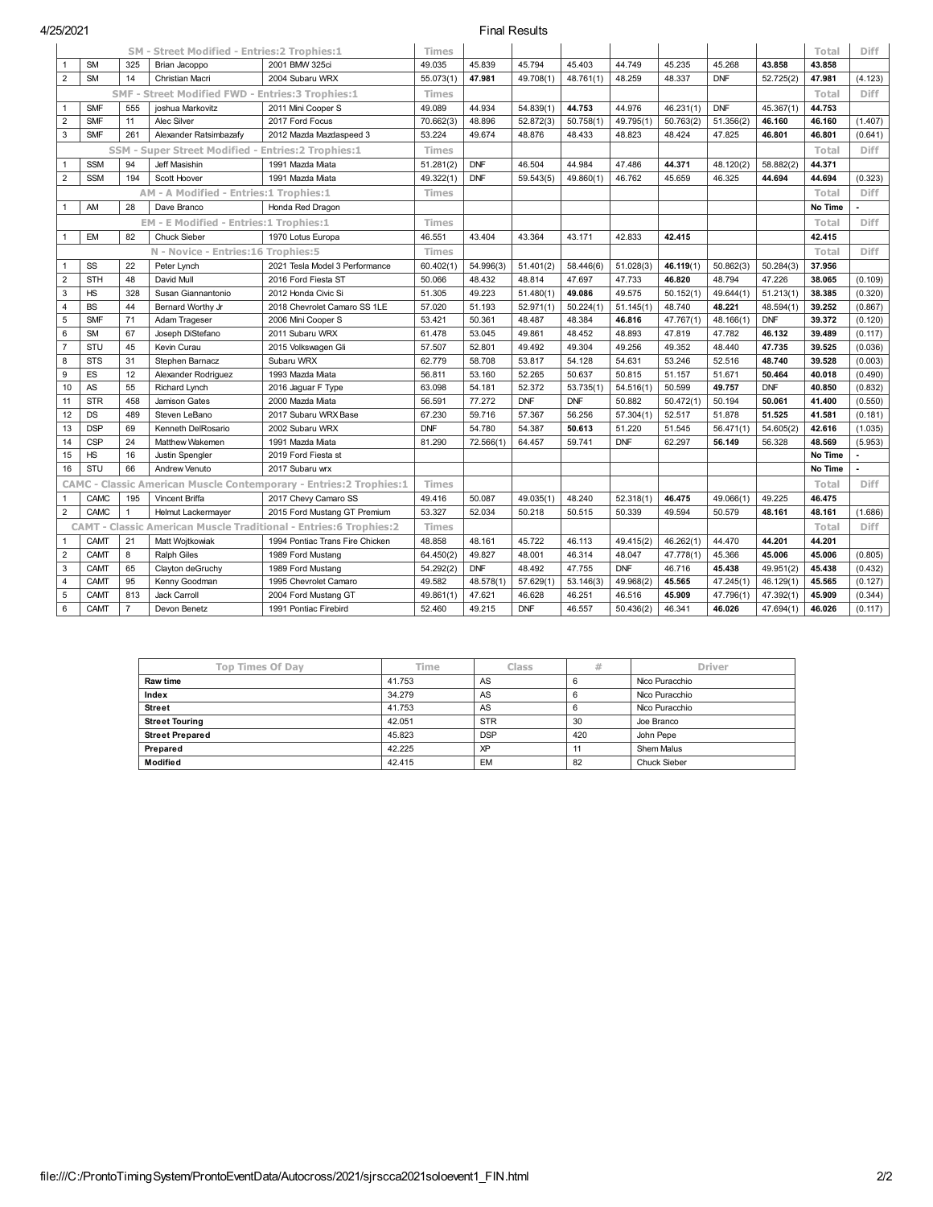| | | | | | | | | | | | | | | |
|---|---|---|---|---|---|---|---|---|---|---|---|---|---|---|
| **SM - Street Modified - Entries:2 Trophies:1** | | | | | **Times** | | | | | | | | **Total** | **Diff** |
| 1 | SM | 325 | Brian Jacoppo | 2001 BMW 325ci | 49.035 | 45.839 | 45.794 | 45.403 | 44.749 | 45.235 | 45.268 | **43.858** | **43.858** | |
| 2 | SM | 14 | Christian Macri | 2004 Subaru WRX | 55.073(1) | **47.981** | 49.708(1) | 48.761(1) | 48.259 | 48.337 | DNF | 52.725(2) | **47.981** | (4.123) |
| **SMF - Street Modified FWD - Entries:3 Trophies:1** | | | | | **Times** | | | | | | | | **Total** | **Diff** |
| 1 | SMF | 555 | joshua Markovitz | 2011 Mini Cooper S | 49.089 | 44.934 | 54.839(1) | **44.753** | 44.976 | 46.231(1) | DNF | 45.367(1) | **44.753** | |
| 2 | SMF | 11 | Alec Silver | 2017 Ford Focus | 70.662(3) | 48.896 | 52.872(3) | 50.758(1) | 49.795(1) | 50.763(2) | 51.356(2) | **46.160** | **46.160** | (1.407) |
| 3 | SMF | 261 | Alexander Ratsimbazafy | 2012 Mazda Mazdaspeed 3 | 53.224 | 49.674 | 48.876 | 48.433 | 48.823 | 48.424 | 47.825 | **46.801** | **46.801** | (0.641) |
| **SSM - Super Street Modified - Entries:2 Trophies:1** | | | | | **Times** | | | | | | | | **Total** | **Diff** |
| 1 | SSM | 94 | Jeff Masishin | 1991 Mazda Miata | 51.281(2) | DNF | 46.504 | 44.984 | 47.486 | **44.371** | 48.120(2) | 58.882(2) | **44.371** | |
| 2 | SSM | 194 | Scott Hoover | 1991 Mazda Miata | 49.322(1) | DNF | 59.543(5) | 49.860(1) | 46.762 | 45.659 | 46.325 | **44.694** | **44.694** | (0.323) |
| **AM - A Modified - Entries:1 Trophies:1** | | | | | **Times** | | | | | | | | **Total** | **Diff** |
| 1 | AM | 28 | Dave Branco | Honda Red Dragon | | | | | | | | | **No Time** | - |
| **EM - E Modified - Entries:1 Trophies:1** | | | | | **Times** | | | | | | | | **Total** | **Diff** |
| 1 | EM | 82 | Chuck Sieber | 1970 Lotus Europa | 46.551 | 43.404 | 43.364 | 43.171 | 42.833 | **42.415** | | | **42.415** | |
| **N - Novice - Entries:16 Trophies:5** | | | | | **Times** | | | | | | | | **Total** | **Diff** |
| 1 | SS | 22 | Peter Lynch | 2021 Tesla Model 3 Performance | 60.402(1) | 54.996(3) | 51.401(2) | 58.446(6) | 51.028(3) | **46.119**(1) | 50.862(3) | 50.284(3) | **37.956** | |
| 2 | STH | 48 | David Mull | 2016 Ford Fiesta ST | 50.066 | 48.432 | 48.814 | 47.697 | 47.733 | **46.820** | 48.794 | 47.226 | **38.065** | (0.109) |
| 3 | HS | 328 | Susan Giannantonio | 2012 Honda Civic Si | 51.305 | 49.223 | 51.480(1) | **49.086** | 49.575 | 50.152(1) | 49.644(1) | 51.213(1) | **38.385** | (0.320) |
| 4 | BS | 44 | Bernard Worthy Jr | 2018 Chevrolet Camaro SS 1LE | 57.020 | 51.193 | 52.971(1) | 50.224(1) | 51.145(1) | 48.740 | **48.221** | 48.594(1) | **39.252** | (0.867) |
| 5 | SMF | 71 | Adam Trageser | 2006 Mini Cooper S | 53.421 | 50.361 | 48.487 | 48.384 | **46.816** | 47.767(1) | 48.166(1) | DNF | **39.372** | (0.120) |
| 6 | SM | 67 | Joseph DiStefano | 2011 Subaru WRX | 61.478 | 53.045 | 49.861 | 48.452 | 48.893 | 47.819 | 47.782 | **46.132** | **39.489** | (0.117) |
| 7 | STU | 45 | Kevin Curau | 2015 Volkswagen Gli | 57.507 | 52.801 | 49.492 | 49.304 | 49.256 | 49.352 | 48.440 | **47.735** | **39.525** | (0.036) |
| 8 | STS | 31 | Stephen Barnacz | Subaru WRX | 62.779 | 58.708 | 53.817 | 54.128 | 54.631 | 53.246 | 52.516 | **48.740** | **39.528** | (0.003) |
| 9 | ES | 12 | Alexander Rodriguez | 1993 Mazda Miata | 56.811 | 53.160 | 52.265 | 50.637 | 50.815 | 51.157 | 51.671 | **50.464** | **40.018** | (0.490) |
| 10 | AS | 55 | Richard Lynch | 2016 Jaguar F Type | 63.098 | 54.181 | 52.372 | 53.735(1) | 54.516(1) | 50.599 | **49.757** | DNF | **40.850** | (0.832) |
| 11 | STR | 458 | Jamison Gates | 2000 Mazda Miata | 56.591 | 77.272 | DNF | DNF | 50.882 | 50.472(1) | 50.194 | **50.061** | **41.400** | (0.550) |
| 12 | DS | 489 | Steven LeBano | 2017 Subaru WRX Base | 67.230 | 59.716 | 57.367 | 56.256 | 57.304(1) | 52.517 | 51.878 | **51.525** | **41.581** | (0.181) |
| 13 | DSP | 69 | Kenneth DelRosario | 2002 Subaru WRX | DNF | 54.780 | 54.387 | **50.613** | 51.220 | 51.545 | 56.471(1) | 54.605(2) | **42.616** | (1.035) |
| 14 | CSP | 24 | Matthew Wakemen | 1991 Mazda Miata | 81.290 | 72.566(1) | 64.457 | 59.741 | DNF | 62.297 | **56.149** | 56.328 | **48.569** | (5.953) |
| 15 | HS | 16 | Justin Spengler | 2019 Ford Fiesta st | | | | | | | | | **No Time** | - |
| 16 | STU | 66 | Andrew Venuto | 2017 Subaru wrx | | | | | | | | | **No Time** | - |
| **CAMC - Classic American Muscle Contemporary - Entries:2 Trophies:1** | | | | | **Times** | | | | | | | | **Total** | **Diff** |
| 1 | CAMC | 195 | Vincent Briffa | 2017 Chevy Camaro SS | 49.416 | 50.087 | 49.035(1) | 48.240 | 52.318(1) | **46.475** | 49.066(1) | 49.225 | **46.475** | |
| 2 | CAMC | 1 | Helmut Lackermayer | 2015 Ford Mustang GT Premium | 53.327 | 52.034 | 50.218 | 50.515 | 50.339 | 49.594 | 50.579 | **48.161** | **48.161** | (1.686) |
| **CAMT - Classic American Muscle Traditional - Entries:6 Trophies:2** | | | | | **Times** | | | | | | | | **Total** | **Diff** |
| 1 | CAMT | 21 | Matt Wojtkowiak | 1994 Pontiac Trans Fire Chicken | 48.858 | 48.161 | 45.722 | 46.113 | 49.415(2) | 46.262(1) | 44.470 | **44.201** | **44.201** | |
| 2 | CAMT | 8 | Ralph Giles | 1989 Ford Mustang | 64.450(2) | 49.827 | 48.001 | 46.314 | 48.047 | 47.778(1) | 45.366 | **45.006** | **45.006** | (0.805) |
| 3 | CAMT | 65 | Clayton deGruchy | 1989 Ford Mustang | 54.292(2) | DNF | 48.492 | 47.755 | DNF | 46.716 | **45.438** | 49.951(2) | **45.438** | (0.432) |
| 4 | CAMT | 95 | Kenny Goodman | 1995 Chevrolet Camaro | 49.582 | 48.578(1) | 57.629(1) | 53.146(3) | 49.968(2) | **45.565** | 47.245(1) | 46.129(1) | **45.565** | (0.127) |
| 5 | CAMT | 813 | Jack Carroll | 2004 Ford Mustang GT | 49.861(1) | 47.621 | 46.628 | 46.251 | 46.516 | **45.909** | 47.796(1) | 47.392(1) | **45.909** | (0.344) |
| 6 | CAMT | 7 | Devon Benetz | 1991 Pontiac Firebird | 52.460 | 49.215 | DNF | 46.557 | 50.436(2) | 46.341 | **46.026** | 47.694(1) | **46.026** | (0.117) |

| Top Times Of Day | Time | Class | # | Driver |
|---|---|---|---|---|
| **Raw time** | 41.753 | AS | 6 | Nico Puracchio |
| **Index** | 34.279 | AS | 6 | Nico Puracchio |
| **Street** | 41.753 | AS | 6 | Nico Puracchio |
| **Street Touring** | 42.051 | STR | 30 | Joe Branco |
| **Street Prepared** | 45.823 | DSP | 420 | John Pepe |
| **Prepared** | 42.225 | XP | 11 | Shem Malus |
| **Modified** | 42.415 | EM | 82 | Chuck Sieber |